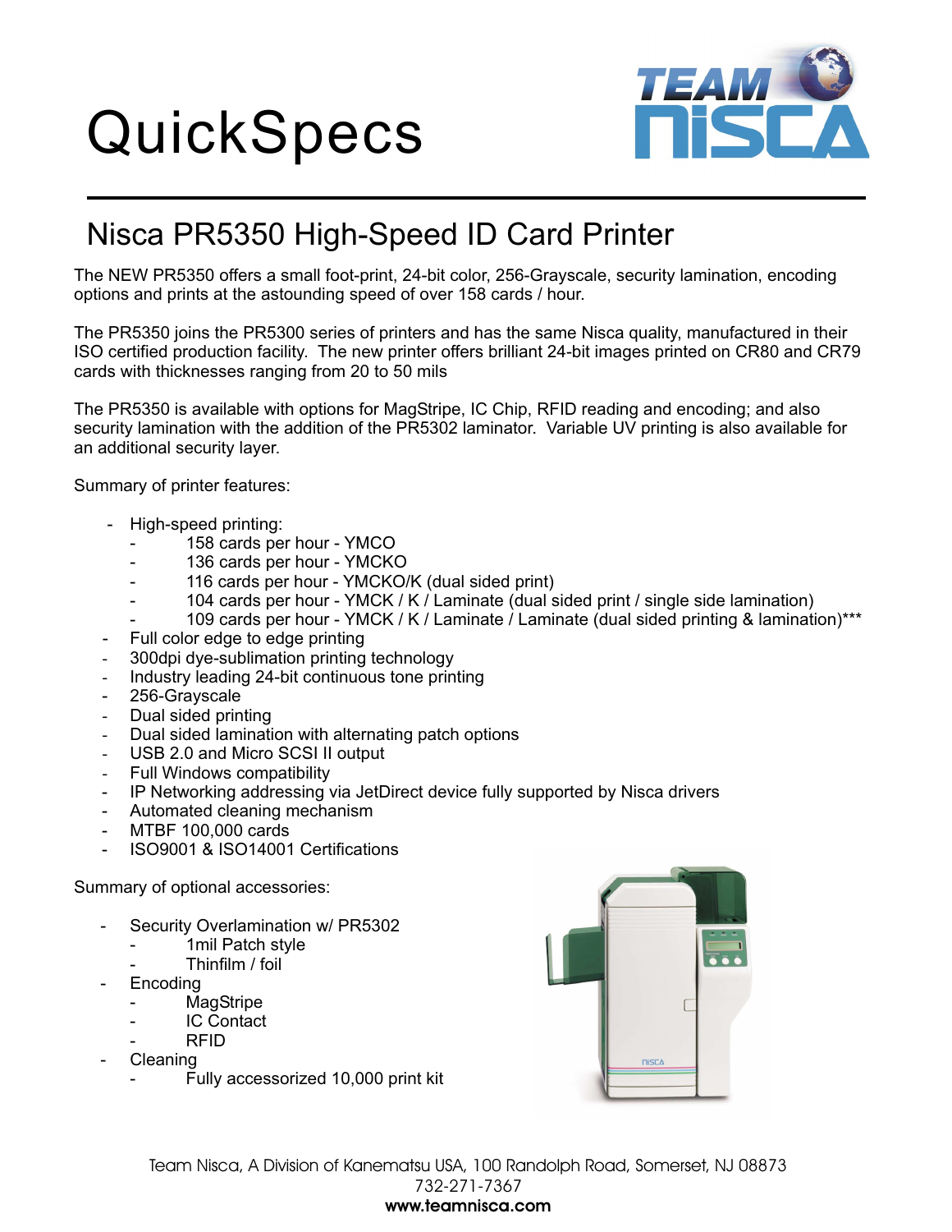# QuickSpecs

## Nisca PR5350 High-Speed ID Card Printer

The NEW PR5350 offers a small foot-print, 24-bit color, 256-Grayscale, security lamination, encoding options and prints at the astounding speed of over 158 cards / hour.

The PR5350 joins the PR5300 series of printers and has the same Nisca quality, manufactured in their ISO certified production facility. The new printer offers brilliant 24-bit images printed on CR80 and CR79 cards with thicknesses ranging from 20 to 50 mils

The PR5350 is available with options for MagStripe, IC Chip, RFID reading and encoding; and also security lamination with the addition of the PR5302 laminator. Variable UV printing is also available for an additional security layer.

Summary of printer features:

- High-speed printing:
  - 158 cards per hour - YMCO
  - 136 cards per hour - YMCKO
  - 116 cards per hour - YMCKO/K (dual sided print)
  - 104 cards per hour - YMCK / K / Laminate (dual sided print / single side lamination)
  - 109 cards per hour - YMCK / K / Laminate / Laminate (dual sided printing & lamination)***
- Full color edge to edge printing
- 300dpi dye-sublimation printing technology
- Industry leading 24-bit continuous tone printing
- 256-Grayscale
- Dual sided printing
- Dual sided lamination with alternating patch options
- USB 2.0 and Micro SCSI II output
- Full Windows compatibility
- IP Networking addressing via JetDirect device fully supported by Nisca drivers
- Automated cleaning mechanism
- MTBF 100,000 cards
- ISO9001 & ISO14001 Certifications

Summary of optional accessories:

- Security Overlamination w/ PR5302
  - 1mil Patch style
  - Thinfilm / foil
- Encoding
  - MagStripe
  - IC Contact
  - RFID
- Cleaning
  - Fully accessorized 10,000 print kit

Team Nisca, A Division of Kanematsu USA, 100 Randolph Road, Somerset, NJ 08873
732-271-7367
**www.teamnisca.com**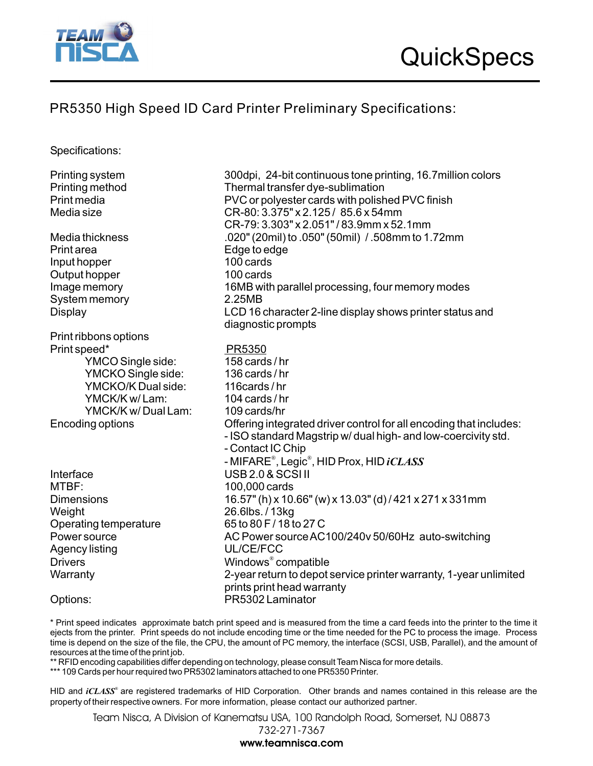QuickSpecs

## PR5350 High Speed ID Card Printer Preliminary Specifications:

Specifications:

| | |
|---|---|
| Printing system | 300dpi, 24-bit continuous tone printing, 16.7million colors |
| Printing method | Thermal transfer dye-sublimation |
| Print media | PVC or polyester cards with polished PVC finish |
| Media size | CR-80: 3.375" x 2.125 / 85.6 x 54mm<br>CR-79: 3.303" x 2.051" / 83.9mm x 52.1mm |
| Media thickness | .020" (20mil) to .050" (50mil) / .508mm to 1.72mm |
| Print area | Edge to edge |
| Input hopper | 100 cards |
| Output hopper | 100 cards |
| Image memory | 16MB with parallel processing, four memory modes |
| System memory | 2.25MB |
| Display | LCD 16 character 2-line display shows printer status and diagnostic prompts |
| Print ribbons options | |
| Print speed* | PR5350 |
| YMCO Single side: | 158 cards / hr |
| YMCKO Single side: | 136 cards / hr |
| YMCKO/K Dual side: | 116cards / hr |
| YMCK/K w/ Lam: | 104 cards / hr |
| YMCK/K w/ Dual Lam: | 109 cards/hr |
| Encoding options | Offering integrated driver control for all encoding that includes:<br>- ISO standard Magstrip w/ dual high- and low-coercivity std.<br>- Contact IC Chip<br>- MIFARE®, Legic®, HID Prox, HID ***iCLASS*** |
| Interface | USB 2.0 & SCSI II |
| MTBF: | 100,000 cards |
| Dimensions | 16.57" (h) x 10.66" (w) x 13.03" (d) / 421 x 271 x 331mm |
| Weight | 26.6lbs. / 13kg |
| Operating temperature | 65 to 80 F / 18 to 27 C |
| Power source | AC Power source AC100/240v 50/60Hz auto-switching |
| Agency listing | UL/CE/FCC |
| Drivers | Windows® compatible |
| Warranty | 2-year return to depot service printer warranty, 1-year unlimited prints print head warranty |
| Options: | PR5302 Laminator |

* Print speed indicates approximate batch print speed and is measured from the time a card feeds into the printer to the time it ejects from the printer. Print speeds do not include encoding time or the time needed for the PC to process the image. Process time is depend on the size of the file, the CPU, the amount of PC memory, the interface (SCSI, USB, Parallel), and the amount of resources at the time of the print job.

** RFID encoding capabilities differ depending on technology, please consult Team Nisca for more details.

*** 109 Cards per hour required two PR5302 laminators attached to one PR5350 Printer.

HID and ***iCLASS***® are registered trademarks of HID Corporation. Other brands and names contained in this release are the property of their respective owners. For more information, please contact our authorized partner.

Team Nisca, A Division of Kanematsu USA, 100 Randolph Road, Somerset, NJ 08873
732-271-7367
**www.teamnisca.com**